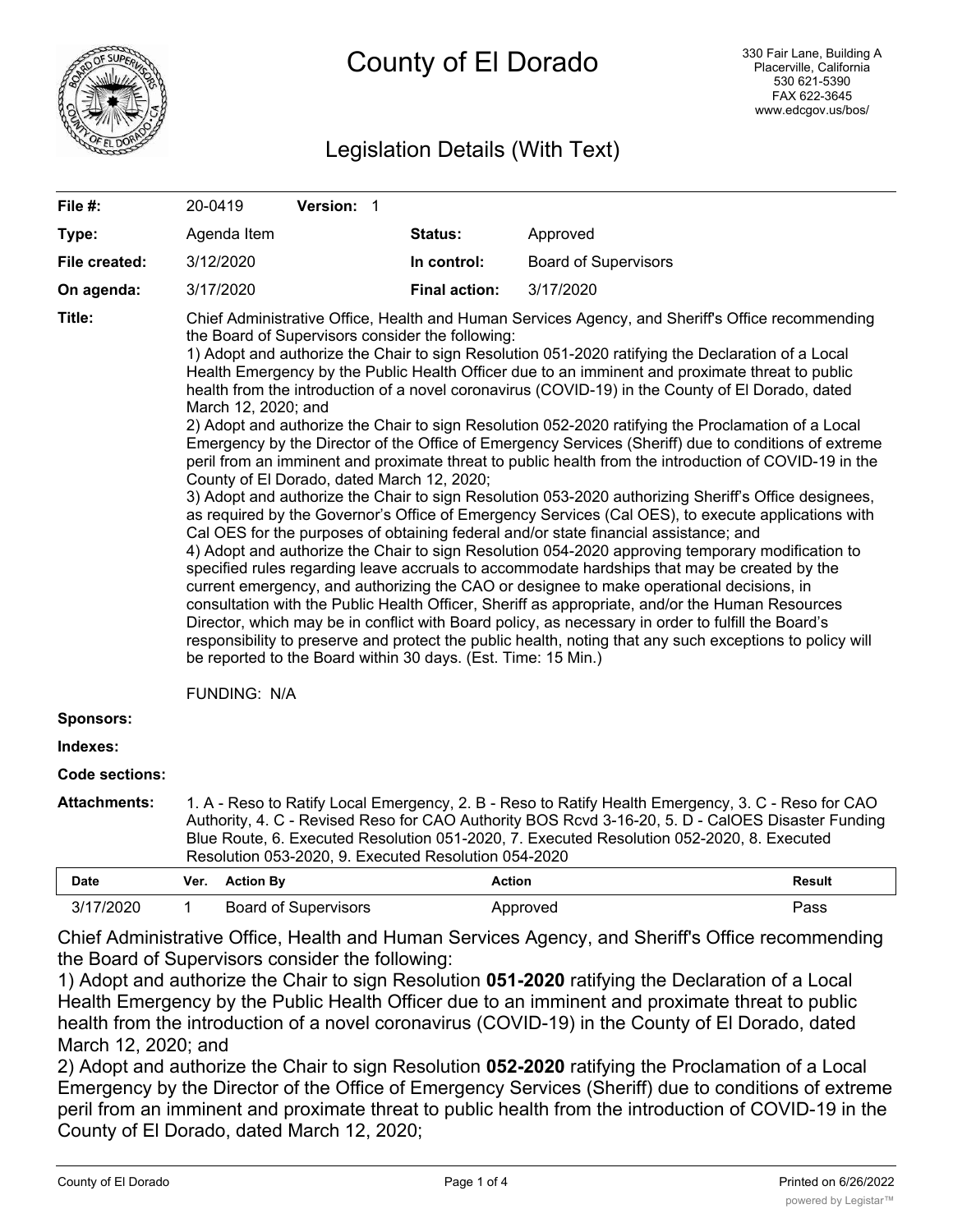# County of El Dorado

330 Fair Lane, Building A
Placerville, California
530 621-5390
FAX 622-3645
www.edcgov.us/bos/

## Legislation Details (With Text)

| | | | | |
|---|---|---|---|---|
| **File #:** | 20-0419 | **Version:** 1 | | |
| **Type:** | Agenda Item | | **Status:** | Approved |
| **File created:** | 3/12/2020 | | **In control:** | Board of Supervisors |
| **On agenda:** | 3/17/2020 | | **Final action:** | 3/17/2020 |

**Title:** Chief Administrative Office, Health and Human Services Agency, and Sheriff's Office recommending the Board of Supervisors consider the following:
1) Adopt and authorize the Chair to sign Resolution 051-2020 ratifying the Declaration of a Local Health Emergency by the Public Health Officer due to an imminent and proximate threat to public health from the introduction of a novel coronavirus (COVID-19) in the County of El Dorado, dated March 12, 2020; and
2) Adopt and authorize the Chair to sign Resolution 052-2020 ratifying the Proclamation of a Local Emergency by the Director of the Office of Emergency Services (Sheriff) due to conditions of extreme peril from an imminent and proximate threat to public health from the introduction of COVID-19 in the County of El Dorado, dated March 12, 2020;
3) Adopt and authorize the Chair to sign Resolution 053-2020 authorizing Sheriff's Office designees, as required by the Governor's Office of Emergency Services (Cal OES), to execute applications with Cal OES for the purposes of obtaining federal and/or state financial assistance; and
4) Adopt and authorize the Chair to sign Resolution 054-2020 approving temporary modification to specified rules regarding leave accruals to accommodate hardships that may be created by the current emergency, and authorizing the CAO or designee to make operational decisions, in consultation with the Public Health Officer, Sheriff as appropriate, and/or the Human Resources Director, which may be in conflict with Board policy, as necessary in order to fulfill the Board's responsibility to preserve and protect the public health, noting that any such exceptions to policy will be reported to the Board within 30 days. (Est. Time: 15 Min.)

FUNDING: N/A

**Sponsors:**

**Indexes:**

**Code sections:**

**Attachments:** 1. A - Reso to Ratify Local Emergency, 2. B - Reso to Ratify Health Emergency, 3. C - Reso for CAO Authority, 4. C - Revised Reso for CAO Authority BOS Rcvd 3-16-20, 5. D - CalOES Disaster Funding Blue Route, 6. Executed Resolution 051-2020, 7. Executed Resolution 052-2020, 8. Executed Resolution 053-2020, 9. Executed Resolution 054-2020

| Date | Ver. | Action By | Action | Result |
|---|---|---|---|---|
| 3/17/2020 | 1 | Board of Supervisors | Approved | Pass |

Chief Administrative Office, Health and Human Services Agency, and Sheriff's Office recommending the Board of Supervisors consider the following:

1) Adopt and authorize the Chair to sign Resolution **051-2020** ratifying the Declaration of a Local Health Emergency by the Public Health Officer due to an imminent and proximate threat to public health from the introduction of a novel coronavirus (COVID-19) in the County of El Dorado, dated March 12, 2020; and

2) Adopt and authorize the Chair to sign Resolution **052-2020** ratifying the Proclamation of a Local Emergency by the Director of the Office of Emergency Services (Sheriff) due to conditions of extreme peril from an imminent and proximate threat to public health from the introduction of COVID-19 in the County of El Dorado, dated March 12, 2020;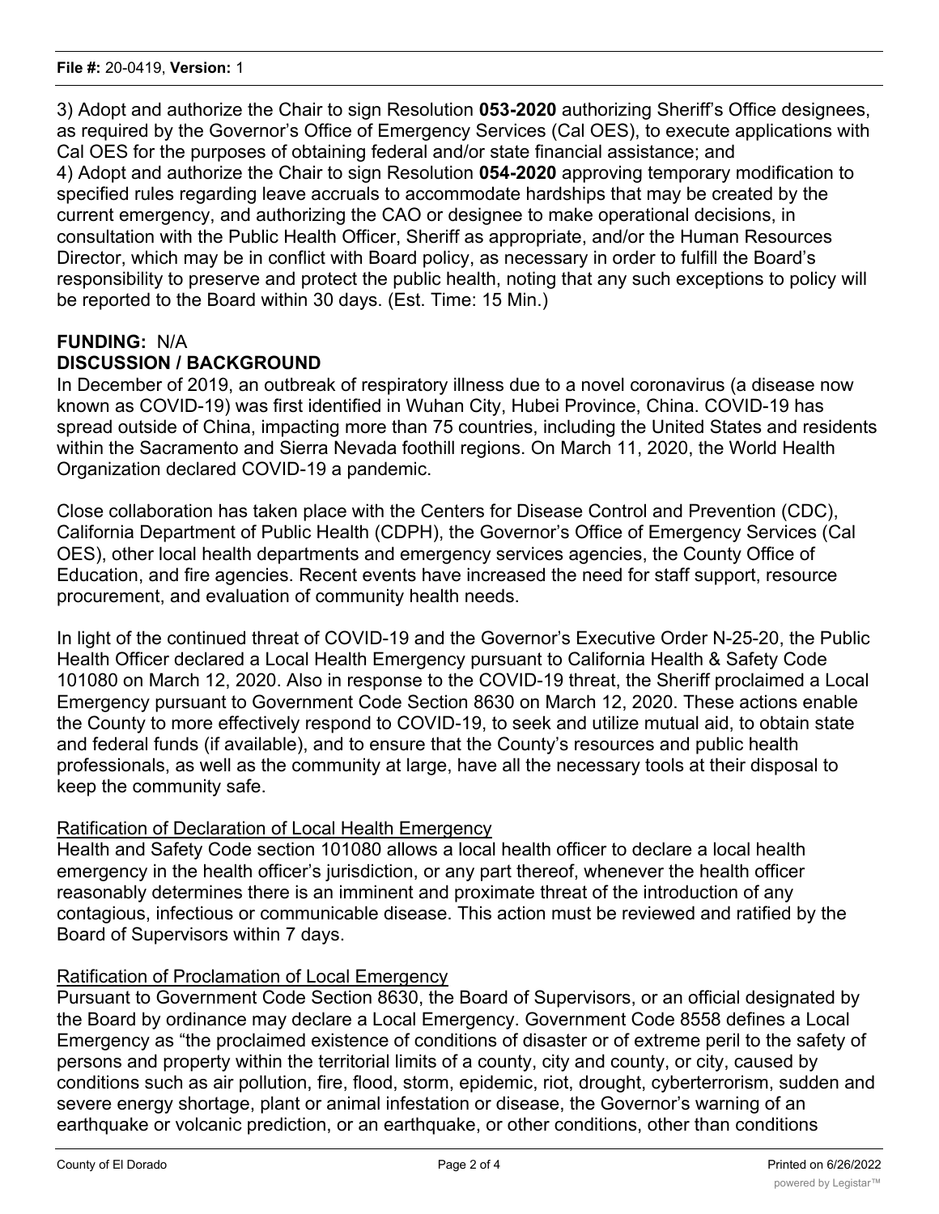3) Adopt and authorize the Chair to sign Resolution **053-2020** authorizing Sheriff's Office designees, as required by the Governor's Office of Emergency Services (Cal OES), to execute applications with Cal OES for the purposes of obtaining federal and/or state financial assistance; and
4) Adopt and authorize the Chair to sign Resolution **054-2020** approving temporary modification to specified rules regarding leave accruals to accommodate hardships that may be created by the current emergency, and authorizing the CAO or designee to make operational decisions, in consultation with the Public Health Officer, Sheriff as appropriate, and/or the Human Resources Director, which may be in conflict with Board policy, as necessary in order to fulfill the Board's responsibility to preserve and protect the public health, noting that any such exceptions to policy will be reported to the Board within 30 days. (Est. Time: 15 Min.)

**FUNDING:** N/A

**DISCUSSION / BACKGROUND**

In December of 2019, an outbreak of respiratory illness due to a novel coronavirus (a disease now known as COVID-19) was first identified in Wuhan City, Hubei Province, China. COVID-19 has spread outside of China, impacting more than 75 countries, including the United States and residents within the Sacramento and Sierra Nevada foothill regions. On March 11, 2020, the World Health Organization declared COVID-19 a pandemic.

Close collaboration has taken place with the Centers for Disease Control and Prevention (CDC), California Department of Public Health (CDPH), the Governor's Office of Emergency Services (Cal OES), other local health departments and emergency services agencies, the County Office of Education, and fire agencies. Recent events have increased the need for staff support, resource procurement, and evaluation of community health needs.

In light of the continued threat of COVID-19 and the Governor's Executive Order N-25-20, the Public Health Officer declared a Local Health Emergency pursuant to California Health & Safety Code 101080 on March 12, 2020. Also in response to the COVID-19 threat, the Sheriff proclaimed a Local Emergency pursuant to Government Code Section 8630 on March 12, 2020. These actions enable the County to more effectively respond to COVID-19, to seek and utilize mutual aid, to obtain state and federal funds (if available), and to ensure that the County's resources and public health professionals, as well as the community at large, have all the necessary tools at their disposal to keep the community safe.

Ratification of Declaration of Local Health Emergency

Health and Safety Code section 101080 allows a local health officer to declare a local health emergency in the health officer's jurisdiction, or any part thereof, whenever the health officer reasonably determines there is an imminent and proximate threat of the introduction of any contagious, infectious or communicable disease. This action must be reviewed and ratified by the Board of Supervisors within 7 days.

Ratification of Proclamation of Local Emergency

Pursuant to Government Code Section 8630, the Board of Supervisors, or an official designated by the Board by ordinance may declare a Local Emergency. Government Code 8558 defines a Local Emergency as "the proclaimed existence of conditions of disaster or of extreme peril to the safety of persons and property within the territorial limits of a county, city and county, or city, caused by conditions such as air pollution, fire, flood, storm, epidemic, riot, drought, cyberterrorism, sudden and severe energy shortage, plant or animal infestation or disease, the Governor's warning of an earthquake or volcanic prediction, or an earthquake, or other conditions, other than conditions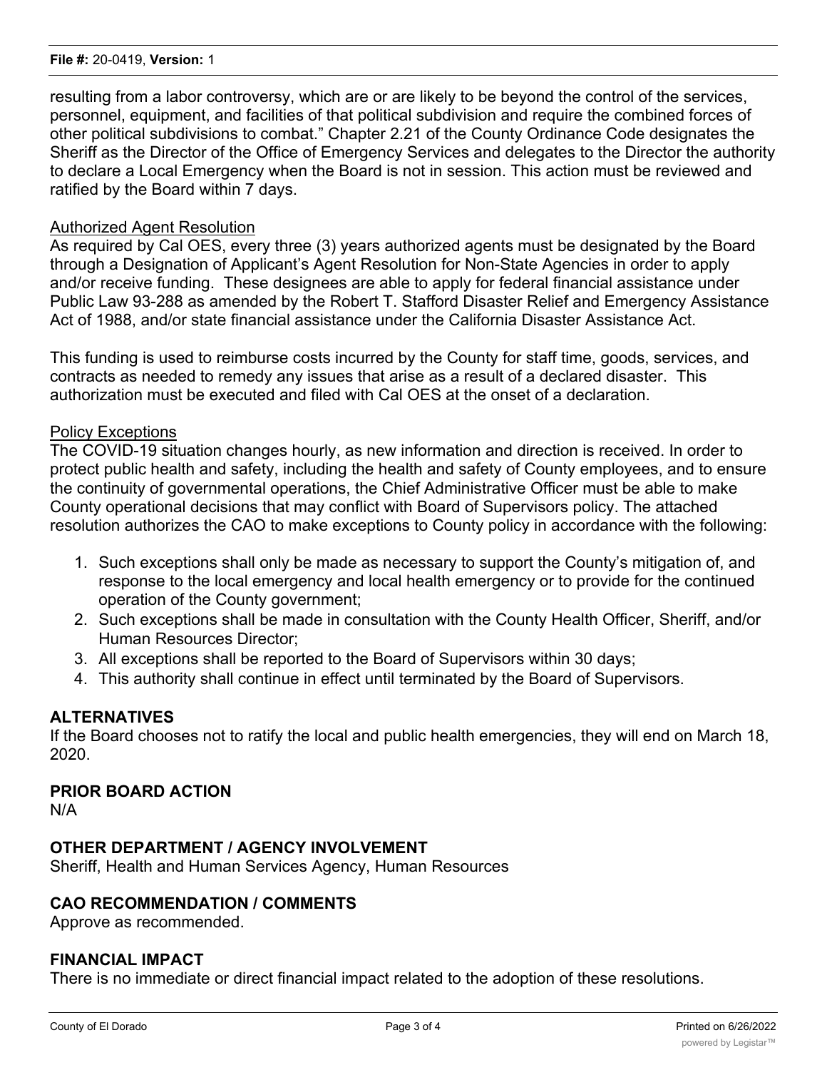resulting from a labor controversy, which are or are likely to be beyond the control of the services, personnel, equipment, and facilities of that political subdivision and require the combined forces of other political subdivisions to combat." Chapter 2.21 of the County Ordinance Code designates the Sheriff as the Director of the Office of Emergency Services and delegates to the Director the authority to declare a Local Emergency when the Board is not in session. This action must be reviewed and ratified by the Board within 7 days.

Authorized Agent Resolution

As required by Cal OES, every three (3) years authorized agents must be designated by the Board through a Designation of Applicant's Agent Resolution for Non-State Agencies in order to apply and/or receive funding. These designees are able to apply for federal financial assistance under Public Law 93-288 as amended by the Robert T. Stafford Disaster Relief and Emergency Assistance Act of 1988, and/or state financial assistance under the California Disaster Assistance Act.

This funding is used to reimburse costs incurred by the County for staff time, goods, services, and contracts as needed to remedy any issues that arise as a result of a declared disaster. This authorization must be executed and filed with Cal OES at the onset of a declaration.

Policy Exceptions

The COVID-19 situation changes hourly, as new information and direction is received. In order to protect public health and safety, including the health and safety of County employees, and to ensure the continuity of governmental operations, the Chief Administrative Officer must be able to make County operational decisions that may conflict with Board of Supervisors policy. The attached resolution authorizes the CAO to make exceptions to County policy in accordance with the following:

1. Such exceptions shall only be made as necessary to support the County's mitigation of, and response to the local emergency and local health emergency or to provide for the continued operation of the County government;
2. Such exceptions shall be made in consultation with the County Health Officer, Sheriff, and/or Human Resources Director;
3. All exceptions shall be reported to the Board of Supervisors within 30 days;
4. This authority shall continue in effect until terminated by the Board of Supervisors.

## ALTERNATIVES

If the Board chooses not to ratify the local and public health emergencies, they will end on March 18, 2020.

## PRIOR BOARD ACTION

N/A

## OTHER DEPARTMENT / AGENCY INVOLVEMENT

Sheriff, Health and Human Services Agency, Human Resources

## CAO RECOMMENDATION / COMMENTS

Approve as recommended.

## FINANCIAL IMPACT

There is no immediate or direct financial impact related to the adoption of these resolutions.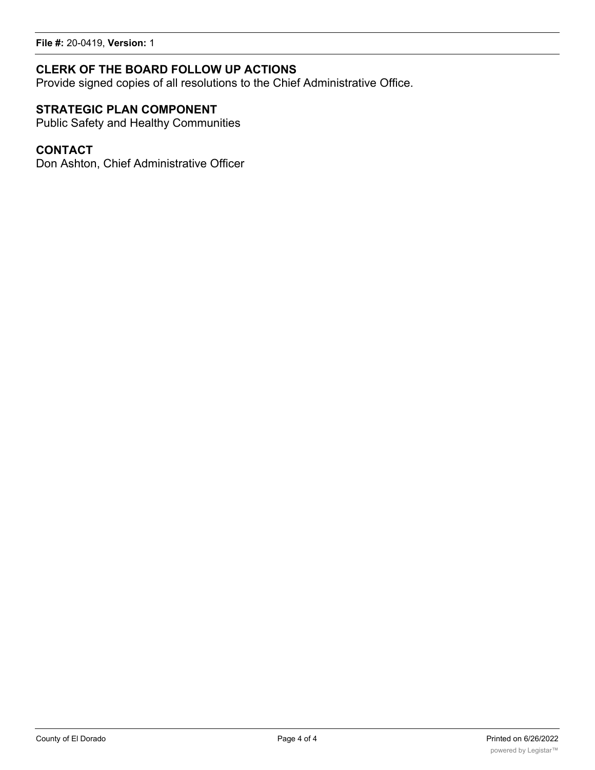## CLERK OF THE BOARD FOLLOW UP ACTIONS

Provide signed copies of all resolutions to the Chief Administrative Office.

## STRATEGIC PLAN COMPONENT

Public Safety and Healthy Communities

## CONTACT

Don Ashton, Chief Administrative Officer